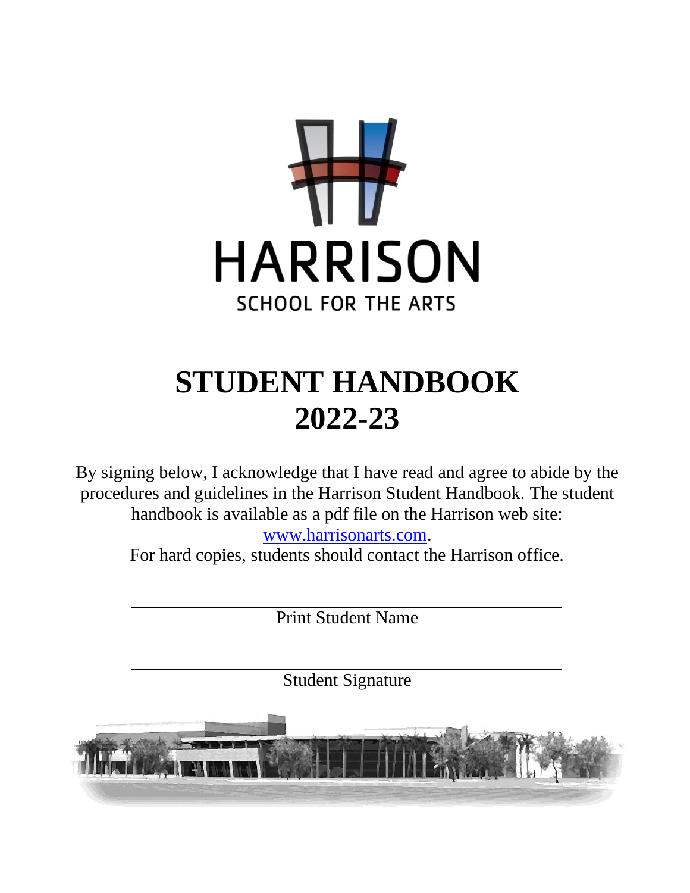HARRISON

SCHOOL FOR THE ARTS

# STUDENT HANDBOOK 2022-23

By signing below, I acknowledge that I have read and agree to abide by the procedures and guidelines in the Harrison Student Handbook. The student handbook is available as a pdf file on the Harrison web site: [www.harrisonarts.com](http://www.harrisonarts.com).

For hard copies, students should contact the Harrison office.

\_\_\_\_\_\_\_\_\_\_\_\_\_\_\_\_\_\_\_\_\_\_\_\_\_\_\_\_\_\_\_\_\_\_\_\_\_\_\_\_

Print Student Name

\_\_\_\_\_\_\_\_\_\_\_\_\_\_\_\_\_\_\_\_\_\_\_\_\_\_\_\_\_\_\_\_\_\_\_\_\_\_\_\_

Student Signature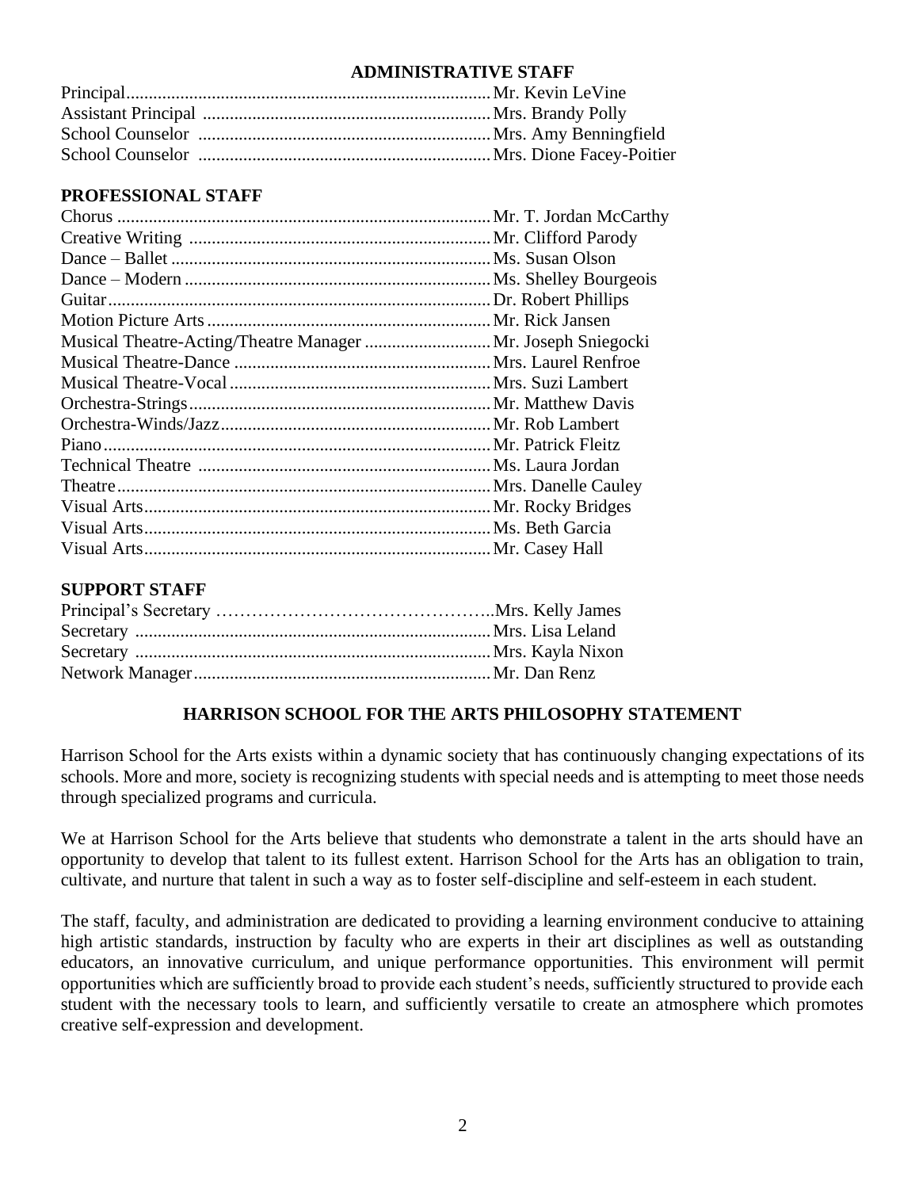## ADMINISTRATIVE STAFF

| | |
|---|---|
| Principal | Mr. Kevin LeVine |
| Assistant Principal | Mrs. Brandy Polly |
| School Counselor | Mrs. Amy Benningfield |
| School Counselor | Mrs. Dione Facey-Poitier |

## PROFESSIONAL STAFF

| | |
|---|---|
| Chorus | Mr. T. Jordan McCarthy |
| Creative Writing | Mr. Clifford Parody |
| Dance – Ballet | Ms. Susan Olson |
| Dance – Modern | Ms. Shelley Bourgeois |
| Guitar | Dr. Robert Phillips |
| Motion Picture Arts | Mr. Rick Jansen |
| Musical Theatre-Acting/Theatre Manager | Mr. Joseph Sniegocki |
| Musical Theatre-Dance | Mrs. Laurel Renfroe |
| Musical Theatre-Vocal | Mrs. Suzi Lambert |
| Orchestra-Strings | Mr. Matthew Davis |
| Orchestra-Winds/Jazz | Mr. Rob Lambert |
| Piano | Mr. Patrick Fleitz |
| Technical Theatre | Ms. Laura Jordan |
| Theatre | Mrs. Danelle Cauley |
| Visual Arts | Mr. Rocky Bridges |
| Visual Arts | Ms. Beth Garcia |
| Visual Arts | Mr. Casey Hall |

## SUPPORT STAFF

| | |
|---|---|
| Principal's Secretary | Mrs. Kelly James |
| Secretary | Mrs. Lisa Leland |
| Secretary | Mrs. Kayla Nixon |
| Network Manager | Mr. Dan Renz |

## HARRISON SCHOOL FOR THE ARTS PHILOSOPHY STATEMENT

Harrison School for the Arts exists within a dynamic society that has continuously changing expectations of its schools. More and more, society is recognizing students with special needs and is attempting to meet those needs through specialized programs and curricula.

We at Harrison School for the Arts believe that students who demonstrate a talent in the arts should have an opportunity to develop that talent to its fullest extent. Harrison School for the Arts has an obligation to train, cultivate, and nurture that talent in such a way as to foster self-discipline and self-esteem in each student.

The staff, faculty, and administration are dedicated to providing a learning environment conducive to attaining high artistic standards, instruction by faculty who are experts in their art disciplines as well as outstanding educators, an innovative curriculum, and unique performance opportunities. This environment will permit opportunities which are sufficiently broad to provide each student's needs, sufficiently structured to provide each student with the necessary tools to learn, and sufficiently versatile to create an atmosphere which promotes creative self-expression and development.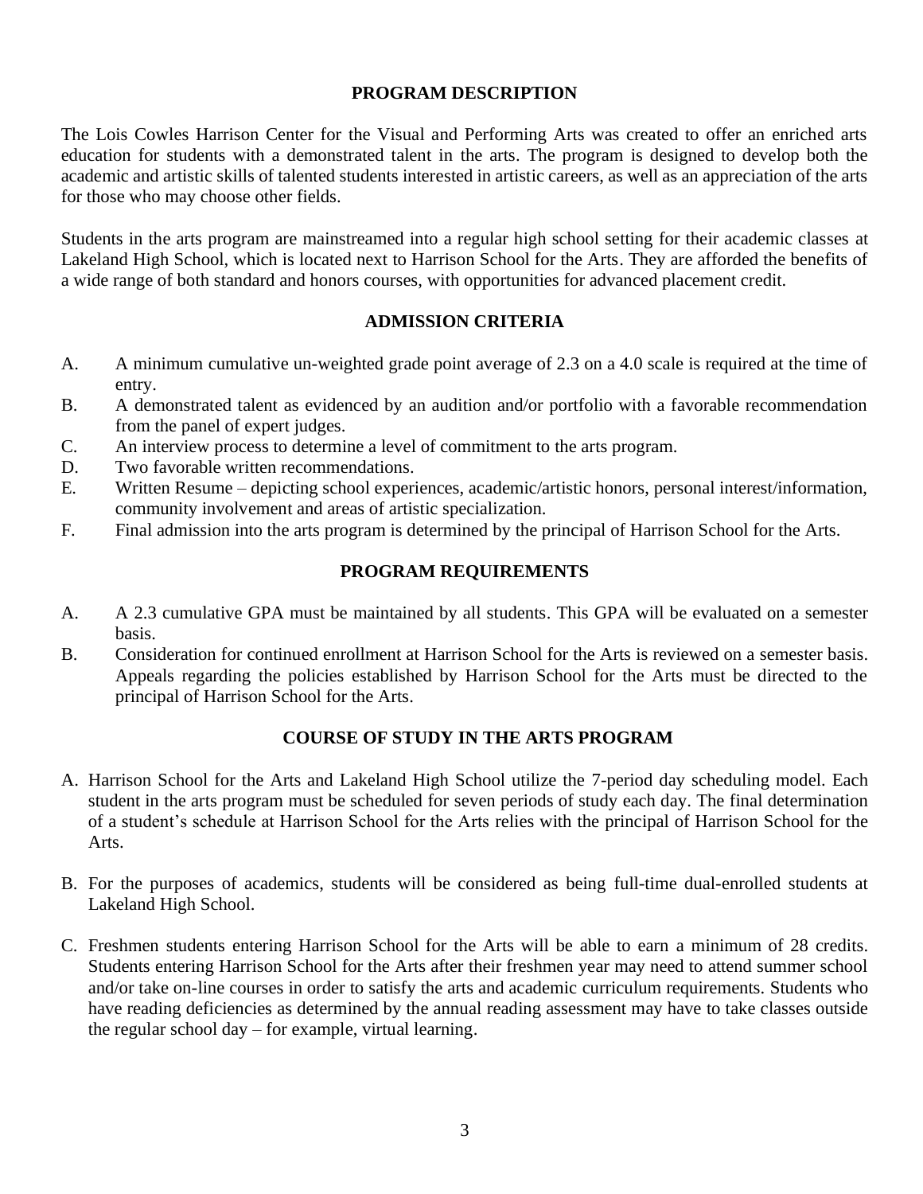## PROGRAM DESCRIPTION

The Lois Cowles Harrison Center for the Visual and Performing Arts was created to offer an enriched arts education for students with a demonstrated talent in the arts. The program is designed to develop both the academic and artistic skills of talented students interested in artistic careers, as well as an appreciation of the arts for those who may choose other fields.

Students in the arts program are mainstreamed into a regular high school setting for their academic classes at Lakeland High School, which is located next to Harrison School for the Arts. They are afforded the benefits of a wide range of both standard and honors courses, with opportunities for advanced placement credit.

## ADMISSION CRITERIA

A. A minimum cumulative un-weighted grade point average of 2.3 on a 4.0 scale is required at the time of entry.
B. A demonstrated talent as evidenced by an audition and/or portfolio with a favorable recommendation from the panel of expert judges.
C. An interview process to determine a level of commitment to the arts program.
D. Two favorable written recommendations.
E. Written Resume – depicting school experiences, academic/artistic honors, personal interest/information, community involvement and areas of artistic specialization.
F. Final admission into the arts program is determined by the principal of Harrison School for the Arts.

## PROGRAM REQUIREMENTS

A. A 2.3 cumulative GPA must be maintained by all students. This GPA will be evaluated on a semester basis.
B. Consideration for continued enrollment at Harrison School for the Arts is reviewed on a semester basis. Appeals regarding the policies established by Harrison School for the Arts must be directed to the principal of Harrison School for the Arts.

## COURSE OF STUDY IN THE ARTS PROGRAM

A. Harrison School for the Arts and Lakeland High School utilize the 7-period day scheduling model. Each student in the arts program must be scheduled for seven periods of study each day. The final determination of a student's schedule at Harrison School for the Arts relies with the principal of Harrison School for the Arts.

B. For the purposes of academics, students will be considered as being full-time dual-enrolled students at Lakeland High School.

C. Freshmen students entering Harrison School for the Arts will be able to earn a minimum of 28 credits. Students entering Harrison School for the Arts after their freshmen year may need to attend summer school and/or take on-line courses in order to satisfy the arts and academic curriculum requirements. Students who have reading deficiencies as determined by the annual reading assessment may have to take classes outside the regular school day – for example, virtual learning.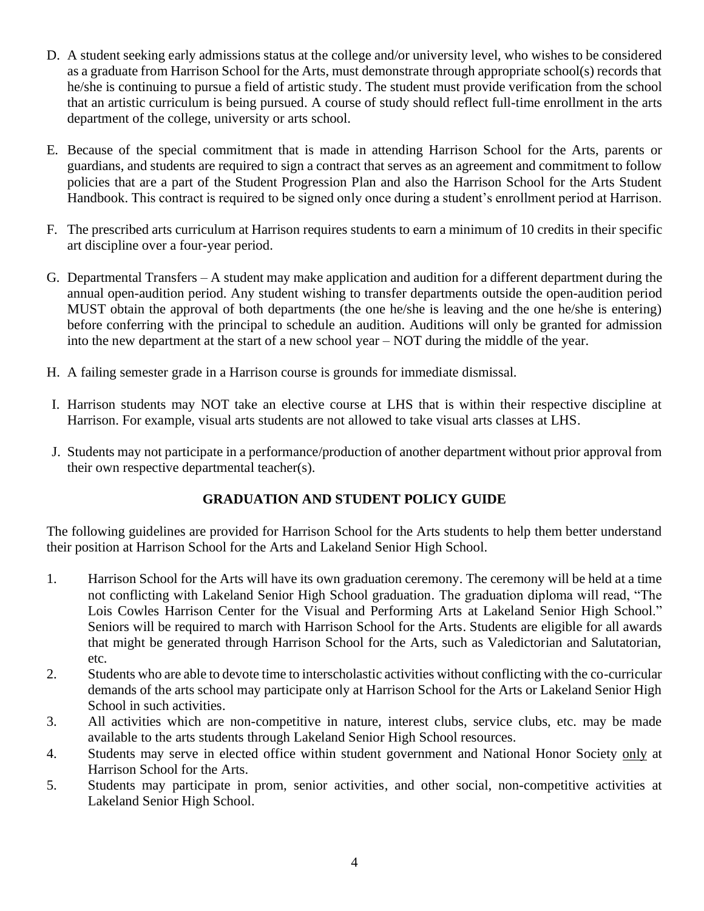D. A student seeking early admissions status at the college and/or university level, who wishes to be considered as a graduate from Harrison School for the Arts, must demonstrate through appropriate school(s) records that he/she is continuing to pursue a field of artistic study. The student must provide verification from the school that an artistic curriculum is being pursued. A course of study should reflect full-time enrollment in the arts department of the college, university or arts school.

E. Because of the special commitment that is made in attending Harrison School for the Arts, parents or guardians, and students are required to sign a contract that serves as an agreement and commitment to follow policies that are a part of the Student Progression Plan and also the Harrison School for the Arts Student Handbook. This contract is required to be signed only once during a student's enrollment period at Harrison.

F. The prescribed arts curriculum at Harrison requires students to earn a minimum of 10 credits in their specific art discipline over a four-year period.

G. Departmental Transfers – A student may make application and audition for a different department during the annual open-audition period. Any student wishing to transfer departments outside the open-audition period MUST obtain the approval of both departments (the one he/she is leaving and the one he/she is entering) before conferring with the principal to schedule an audition. Auditions will only be granted for admission into the new department at the start of a new school year – NOT during the middle of the year.

H. A failing semester grade in a Harrison course is grounds for immediate dismissal.

I. Harrison students may NOT take an elective course at LHS that is within their respective discipline at Harrison. For example, visual arts students are not allowed to take visual arts classes at LHS.

J. Students may not participate in a performance/production of another department without prior approval from their own respective departmental teacher(s).

**GRADUATION AND STUDENT POLICY GUIDE**

The following guidelines are provided for Harrison School for the Arts students to help them better understand their position at Harrison School for the Arts and Lakeland Senior High School.

1. Harrison School for the Arts will have its own graduation ceremony. The ceremony will be held at a time not conflicting with Lakeland Senior High School graduation. The graduation diploma will read, "The Lois Cowles Harrison Center for the Visual and Performing Arts at Lakeland Senior High School." Seniors will be required to march with Harrison School for the Arts. Students are eligible for all awards that might be generated through Harrison School for the Arts, such as Valedictorian and Salutatorian, etc.
2. Students who are able to devote time to interscholastic activities without conflicting with the co-curricular demands of the arts school may participate only at Harrison School for the Arts or Lakeland Senior High School in such activities.
3. All activities which are non-competitive in nature, interest clubs, service clubs, etc. may be made available to the arts students through Lakeland Senior High School resources.
4. Students may serve in elected office within student government and National Honor Society <u>only</u> at Harrison School for the Arts.
5. Students may participate in prom, senior activities, and other social, non-competitive activities at Lakeland Senior High School.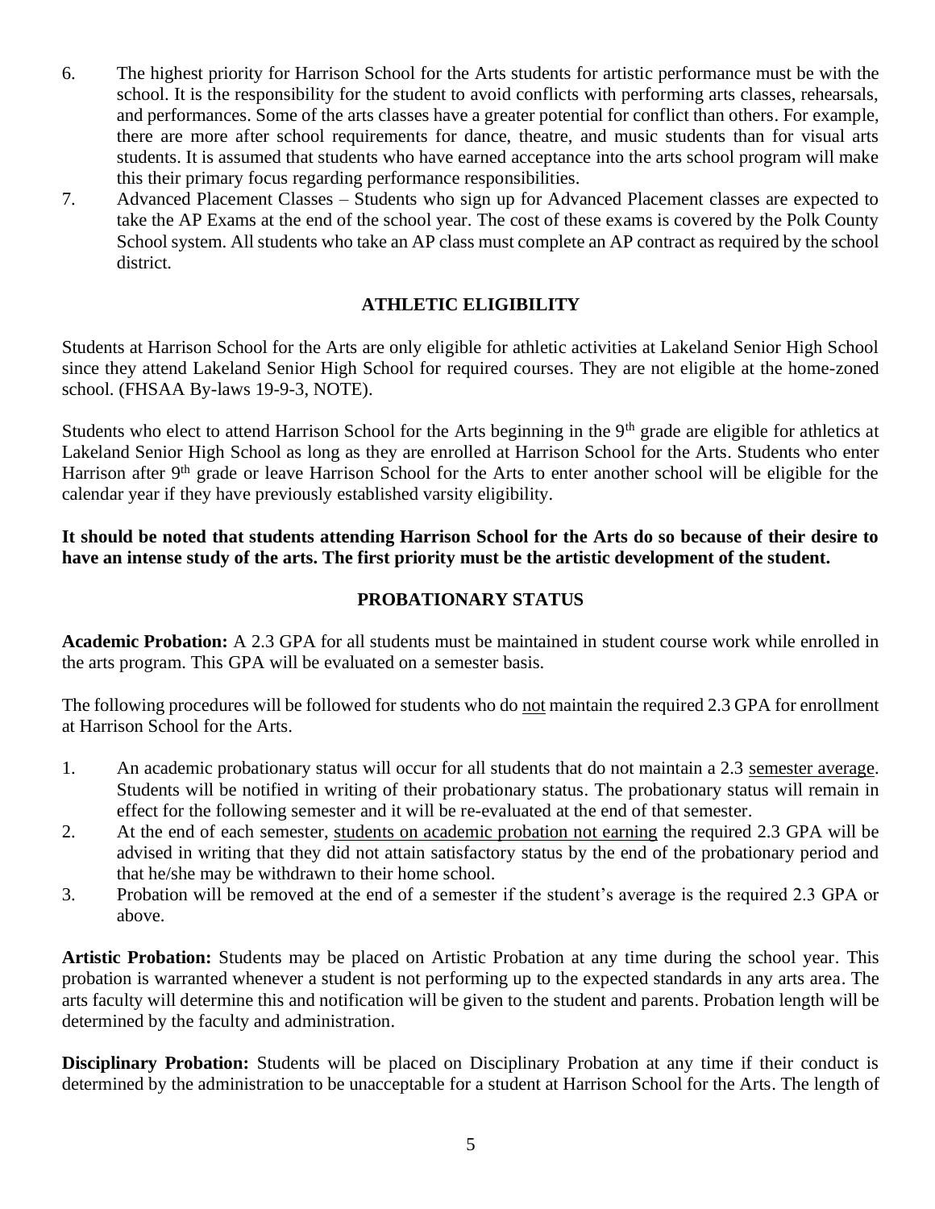6. The highest priority for Harrison School for the Arts students for artistic performance must be with the school. It is the responsibility for the student to avoid conflicts with performing arts classes, rehearsals, and performances. Some of the arts classes have a greater potential for conflict than others. For example, there are more after school requirements for dance, theatre, and music students than for visual arts students. It is assumed that students who have earned acceptance into the arts school program will make this their primary focus regarding performance responsibilities.
7. Advanced Placement Classes – Students who sign up for Advanced Placement classes are expected to take the AP Exams at the end of the school year. The cost of these exams is covered by the Polk County School system. All students who take an AP class must complete an AP contract as required by the school district.

## ATHLETIC ELIGIBILITY

Students at Harrison School for the Arts are only eligible for athletic activities at Lakeland Senior High School since they attend Lakeland Senior High School for required courses. They are not eligible at the home-zoned school. (FHSAA By-laws 19-9-3, NOTE).

Students who elect to attend Harrison School for the Arts beginning in the 9th grade are eligible for athletics at Lakeland Senior High School as long as they are enrolled at Harrison School for the Arts. Students who enter Harrison after 9th grade or leave Harrison School for the Arts to enter another school will be eligible for the calendar year if they have previously established varsity eligibility.

**It should be noted that students attending Harrison School for the Arts do so because of their desire to have an intense study of the arts. The first priority must be the artistic development of the student.**

## PROBATIONARY STATUS

**Academic Probation:** A 2.3 GPA for all students must be maintained in student course work while enrolled in the arts program. This GPA will be evaluated on a semester basis.

The following procedures will be followed for students who do not maintain the required 2.3 GPA for enrollment at Harrison School for the Arts.

1. An academic probationary status will occur for all students that do not maintain a 2.3 semester average. Students will be notified in writing of their probationary status. The probationary status will remain in effect for the following semester and it will be re-evaluated at the end of that semester.
2. At the end of each semester, students on academic probation not earning the required 2.3 GPA will be advised in writing that they did not attain satisfactory status by the end of the probationary period and that he/she may be withdrawn to their home school.
3. Probation will be removed at the end of a semester if the student's average is the required 2.3 GPA or above.

**Artistic Probation:** Students may be placed on Artistic Probation at any time during the school year. This probation is warranted whenever a student is not performing up to the expected standards in any arts area. The arts faculty will determine this and notification will be given to the student and parents. Probation length will be determined by the faculty and administration.

**Disciplinary Probation:** Students will be placed on Disciplinary Probation at any time if their conduct is determined by the administration to be unacceptable for a student at Harrison School for the Arts. The length of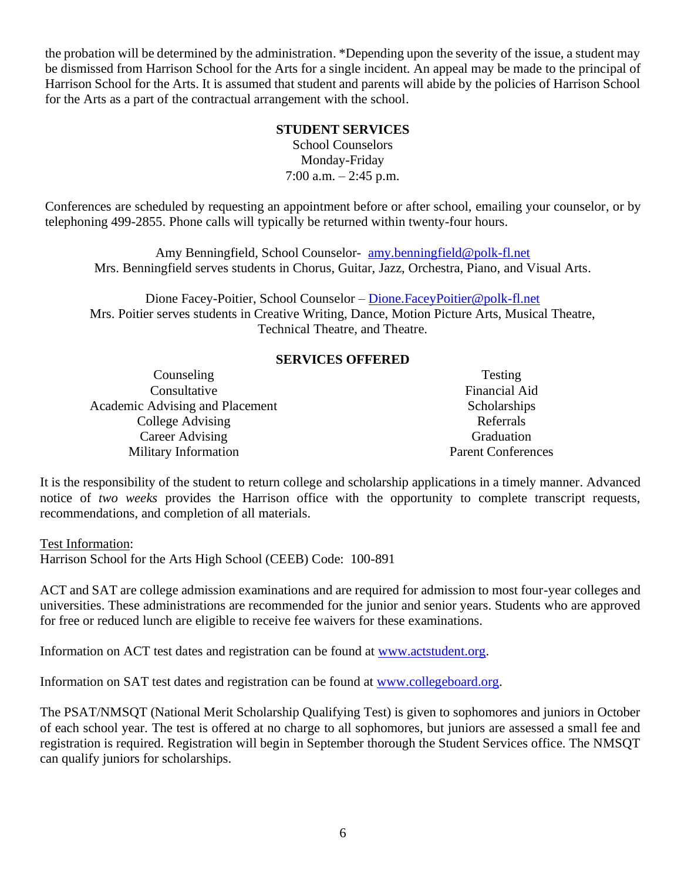the probation will be determined by the administration. *Depending upon the severity of the issue, a student may be dismissed from Harrison School for the Arts for a single incident. An appeal may be made to the principal of Harrison School for the Arts. It is assumed that student and parents will abide by the policies of Harrison School for the Arts as a part of the contractual arrangement with the school.

## STUDENT SERVICES

School Counselors
Monday-Friday
7:00 a.m. – 2:45 p.m.

Conferences are scheduled by requesting an appointment before or after school, emailing your counselor, or by telephoning 499-2855. Phone calls will typically be returned within twenty-four hours.

Amy Benningfield, School Counselor- amy.benningfield@polk-fl.net
Mrs. Benningfield serves students in Chorus, Guitar, Jazz, Orchestra, Piano, and Visual Arts.

Dione Facey-Poitier, School Counselor – Dione.FaceyPoitier@polk-fl.net
Mrs. Poitier serves students in Creative Writing, Dance, Motion Picture Arts, Musical Theatre, Technical Theatre, and Theatre.

## SERVICES OFFERED

| | |
|---|---|
| Counseling | Testing |
| Consultative | Financial Aid |
| Academic Advising and Placement | Scholarships |
| College Advising | Referrals |
| Career Advising | Graduation |
| Military Information | Parent Conferences |

It is the responsibility of the student to return college and scholarship applications in a timely manner. Advanced notice of *two weeks* provides the Harrison office with the opportunity to complete transcript requests, recommendations, and completion of all materials.

Test Information:
Harrison School for the Arts High School (CEEB) Code: 100-891

ACT and SAT are college admission examinations and are required for admission to most four-year colleges and universities. These administrations are recommended for the junior and senior years. Students who are approved for free or reduced lunch are eligible to receive fee waivers for these examinations.

Information on ACT test dates and registration can be found at www.actstudent.org.

Information on SAT test dates and registration can be found at www.collegeboard.org.

The PSAT/NMSQT (National Merit Scholarship Qualifying Test) is given to sophomores and juniors in October of each school year. The test is offered at no charge to all sophomores, but juniors are assessed a small fee and registration is required. Registration will begin in September thorough the Student Services office. The NMSQT can qualify juniors for scholarships.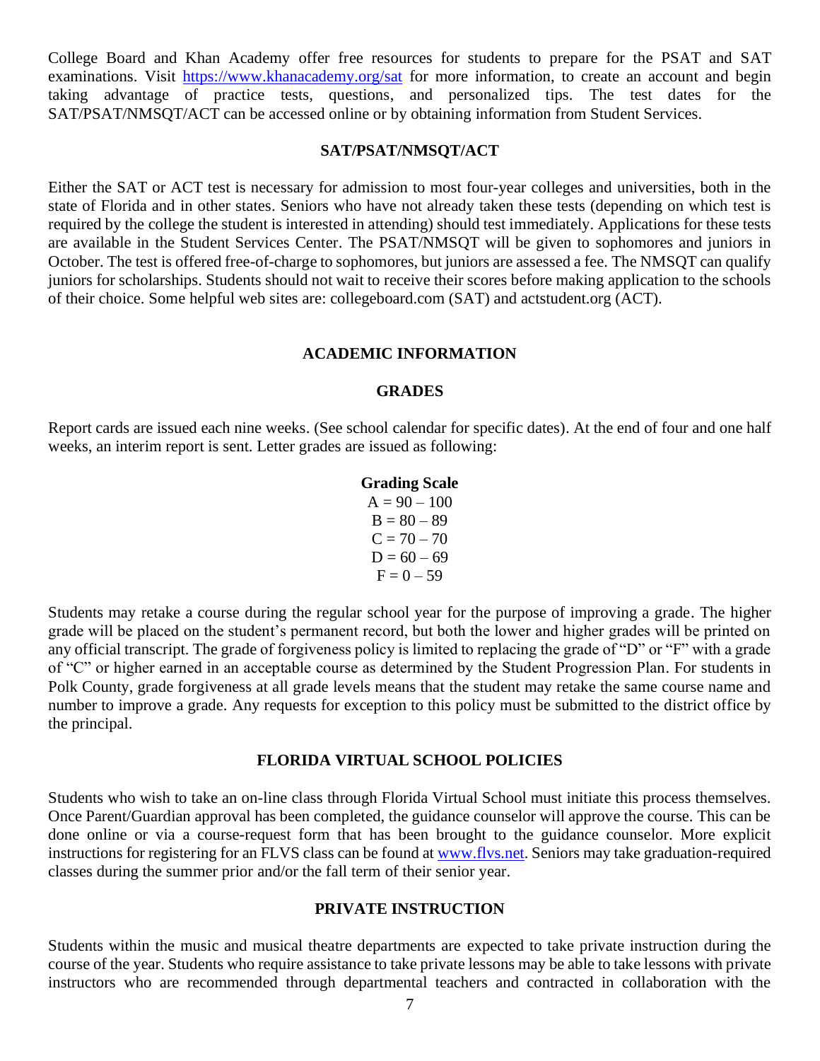College Board and Khan Academy offer free resources for students to prepare for the PSAT and SAT examinations. Visit https://www.khanacademy.org/sat for more information, to create an account and begin taking advantage of practice tests, questions, and personalized tips. The test dates for the SAT/PSAT/NMSQT/ACT can be accessed online or by obtaining information from Student Services.

### SAT/PSAT/NMSQT/ACT

Either the SAT or ACT test is necessary for admission to most four-year colleges and universities, both in the state of Florida and in other states. Seniors who have not already taken these tests (depending on which test is required by the college the student is interested in attending) should test immediately. Applications for these tests are available in the Student Services Center. The PSAT/NMSQT will be given to sophomores and juniors in October. The test is offered free-of-charge to sophomores, but juniors are assessed a fee. The NMSQT can qualify juniors for scholarships. Students should not wait to receive their scores before making application to the schools of their choice. Some helpful web sites are: collegeboard.com (SAT) and actstudent.org (ACT).

## ACADEMIC INFORMATION

### GRADES

Report cards are issued each nine weeks. (See school calendar for specific dates). At the end of four and one half weeks, an interim report is sent. Letter grades are issued as following:

**Grading Scale**

A = 90 – 100
B = 80 – 89
C = 70 – 70
D = 60 – 69
F = 0 – 59

Students may retake a course during the regular school year for the purpose of improving a grade. The higher grade will be placed on the student's permanent record, but both the lower and higher grades will be printed on any official transcript. The grade of forgiveness policy is limited to replacing the grade of "D" or "F" with a grade of "C" or higher earned in an acceptable course as determined by the Student Progression Plan. For students in Polk County, grade forgiveness at all grade levels means that the student may retake the same course name and number to improve a grade. Any requests for exception to this policy must be submitted to the district office by the principal.

### FLORIDA VIRTUAL SCHOOL POLICIES

Students who wish to take an on-line class through Florida Virtual School must initiate this process themselves. Once Parent/Guardian approval has been completed, the guidance counselor will approve the course. This can be done online or via a course-request form that has been brought to the guidance counselor. More explicit instructions for registering for an FLVS class can be found at www.flvs.net. Seniors may take graduation-required classes during the summer prior and/or the fall term of their senior year.

### PRIVATE INSTRUCTION

Students within the music and musical theatre departments are expected to take private instruction during the course of the year. Students who require assistance to take private lessons may be able to take lessons with private instructors who are recommended through departmental teachers and contracted in collaboration with the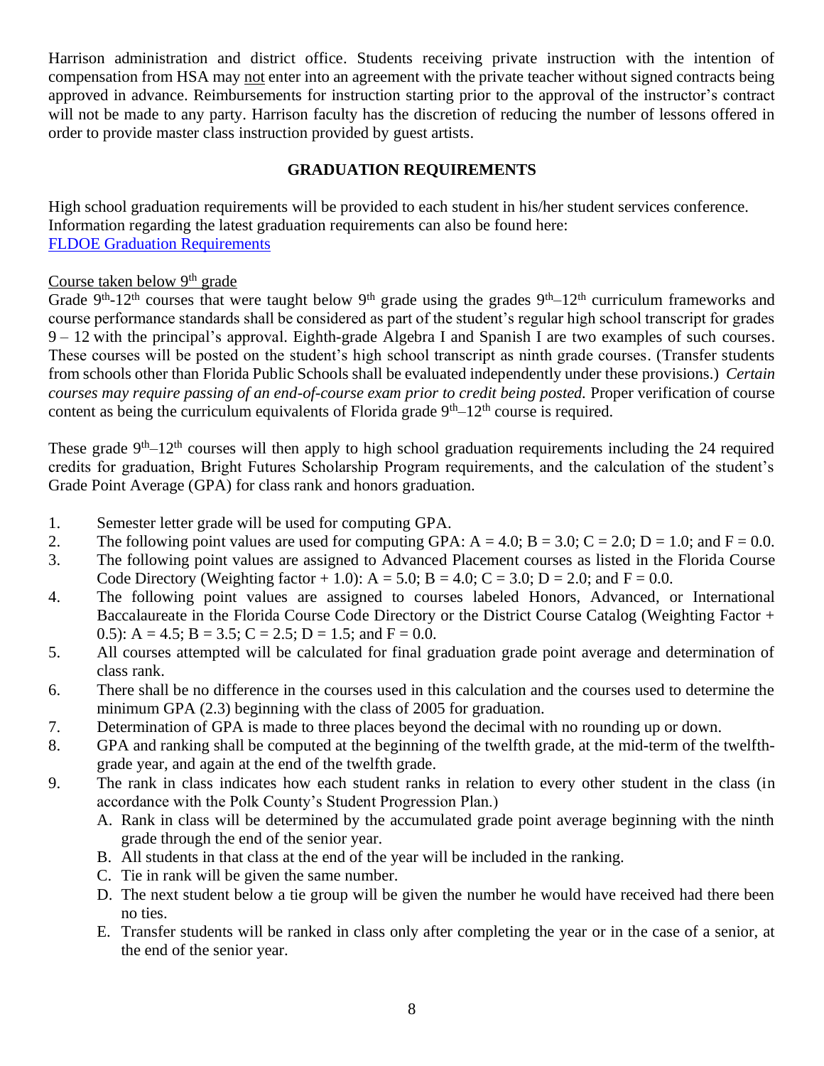Harrison administration and district office. Students receiving private instruction with the intention of compensation from HSA may not enter into an agreement with the private teacher without signed contracts being approved in advance. Reimbursements for instruction starting prior to the approval of the instructor's contract will not be made to any party. Harrison faculty has the discretion of reducing the number of lessons offered in order to provide master class instruction provided by guest artists.

## GRADUATION REQUIREMENTS

High school graduation requirements will be provided to each student in his/her student services conference. Information regarding the latest graduation requirements can also be found here:
[FLDOE Graduation Requirements]

Course taken below 9th grade

Grade 9th-12th courses that were taught below 9th grade using the grades 9th–12th curriculum frameworks and course performance standards shall be considered as part of the student's regular high school transcript for grades 9 – 12 with the principal's approval. Eighth-grade Algebra I and Spanish I are two examples of such courses. These courses will be posted on the student's high school transcript as ninth grade courses. (Transfer students from schools other than Florida Public Schools shall be evaluated independently under these provisions.) *Certain courses may require passing of an end-of-course exam prior to credit being posted.* Proper verification of course content as being the curriculum equivalents of Florida grade 9th–12th course is required.

These grade 9th–12th courses will then apply to high school graduation requirements including the 24 required credits for graduation, Bright Futures Scholarship Program requirements, and the calculation of the student's Grade Point Average (GPA) for class rank and honors graduation.

1. Semester letter grade will be used for computing GPA.
2. The following point values are used for computing GPA: A = 4.0; B = 3.0; C = 2.0; D = 1.0; and F = 0.0.
3. The following point values are assigned to Advanced Placement courses as listed in the Florida Course Code Directory (Weighting factor + 1.0): A = 5.0; B = 4.0; C = 3.0; D = 2.0; and F = 0.0.
4. The following point values are assigned to courses labeled Honors, Advanced, or International Baccalaureate in the Florida Course Code Directory or the District Course Catalog (Weighting Factor + 0.5): A = 4.5; B = 3.5; C = 2.5; D = 1.5; and F = 0.0.
5. All courses attempted will be calculated for final graduation grade point average and determination of class rank.
6. There shall be no difference in the courses used in this calculation and the courses used to determine the minimum GPA (2.3) beginning with the class of 2005 for graduation.
7. Determination of GPA is made to three places beyond the decimal with no rounding up or down.
8. GPA and ranking shall be computed at the beginning of the twelfth grade, at the mid-term of the twelfth-grade year, and again at the end of the twelfth grade.
9. The rank in class indicates how each student ranks in relation to every other student in the class (in accordance with the Polk County's Student Progression Plan.)
   A. Rank in class will be determined by the accumulated grade point average beginning with the ninth grade through the end of the senior year.
   B. All students in that class at the end of the year will be included in the ranking.
   C. Tie in rank will be given the same number.
   D. The next student below a tie group will be given the number he would have received had there been no ties.
   E. Transfer students will be ranked in class only after completing the year or in the case of a senior, at the end of the senior year.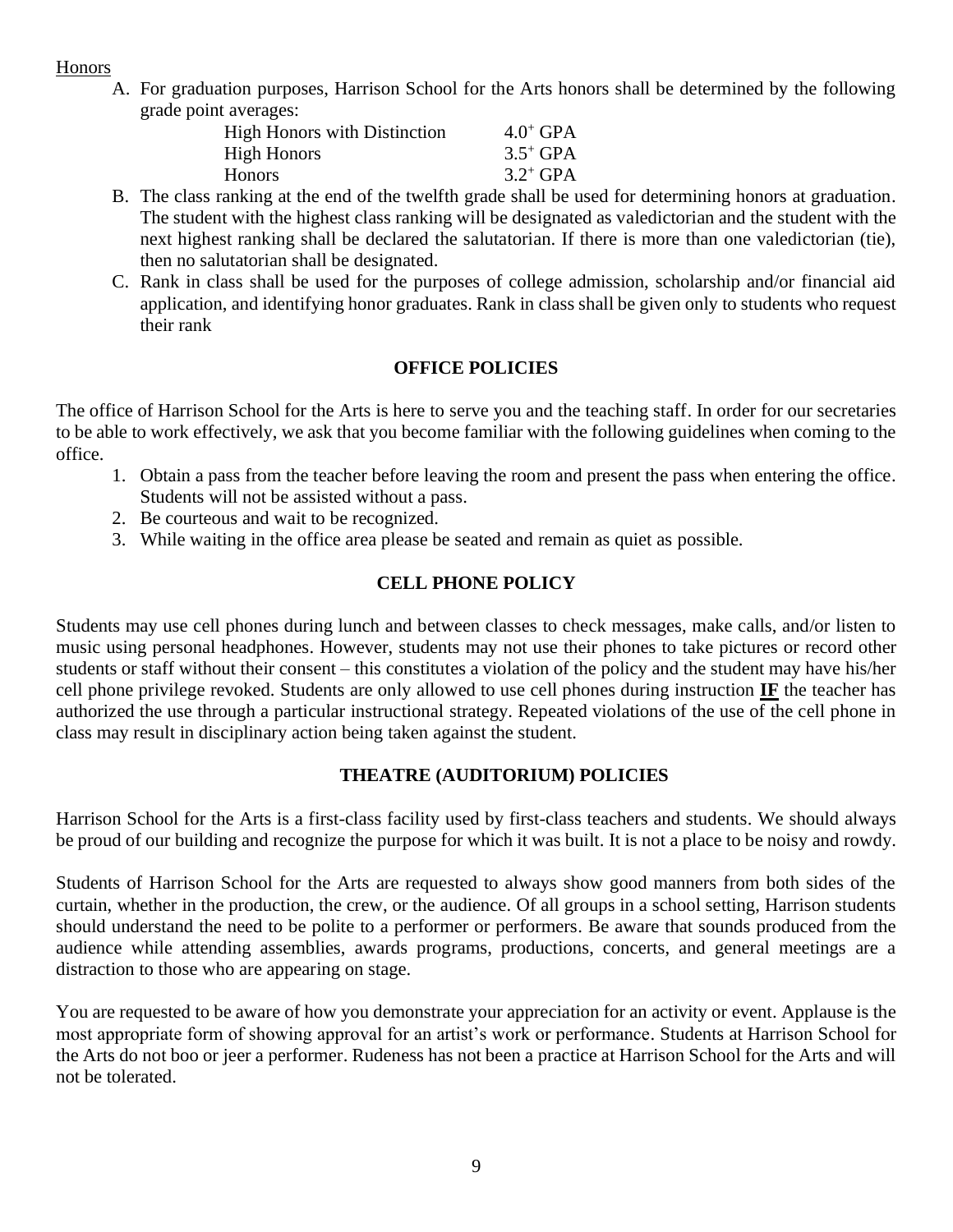Honors

A. For graduation purposes, Harrison School for the Arts honors shall be determined by the following grade point averages:

| | |
|---|---|
| High Honors with Distinction | $4.0^+$ GPA |
| High Honors | $3.5^+$ GPA |
| Honors | $3.2^+$ GPA |

B. The class ranking at the end of the twelfth grade shall be used for determining honors at graduation. The student with the highest class ranking will be designated as valedictorian and the student with the next highest ranking shall be declared the salutatorian. If there is more than one valedictorian (tie), then no salutatorian shall be designated.

C. Rank in class shall be used for the purposes of college admission, scholarship and/or financial aid application, and identifying honor graduates. Rank in class shall be given only to students who request their rank

## OFFICE POLICIES

The office of Harrison School for the Arts is here to serve you and the teaching staff. In order for our secretaries to be able to work effectively, we ask that you become familiar with the following guidelines when coming to the office.

1. Obtain a pass from the teacher before leaving the room and present the pass when entering the office. Students will not be assisted without a pass.
2. Be courteous and wait to be recognized.
3. While waiting in the office area please be seated and remain as quiet as possible.

## CELL PHONE POLICY

Students may use cell phones during lunch and between classes to check messages, make calls, and/or listen to music using personal headphones. However, students may not use their phones to take pictures or record other students or staff without their consent – this constitutes a violation of the policy and the student may have his/her cell phone privilege revoked. Students are only allowed to use cell phones during instruction **IF** the teacher has authorized the use through a particular instructional strategy. Repeated violations of the use of the cell phone in class may result in disciplinary action being taken against the student.

## THEATRE (AUDITORIUM) POLICIES

Harrison School for the Arts is a first-class facility used by first-class teachers and students. We should always be proud of our building and recognize the purpose for which it was built. It is not a place to be noisy and rowdy.

Students of Harrison School for the Arts are requested to always show good manners from both sides of the curtain, whether in the production, the crew, or the audience. Of all groups in a school setting, Harrison students should understand the need to be polite to a performer or performers. Be aware that sounds produced from the audience while attending assemblies, awards programs, productions, concerts, and general meetings are a distraction to those who are appearing on stage.

You are requested to be aware of how you demonstrate your appreciation for an activity or event. Applause is the most appropriate form of showing approval for an artist's work or performance. Students at Harrison School for the Arts do not boo or jeer a performer. Rudeness has not been a practice at Harrison School for the Arts and will not be tolerated.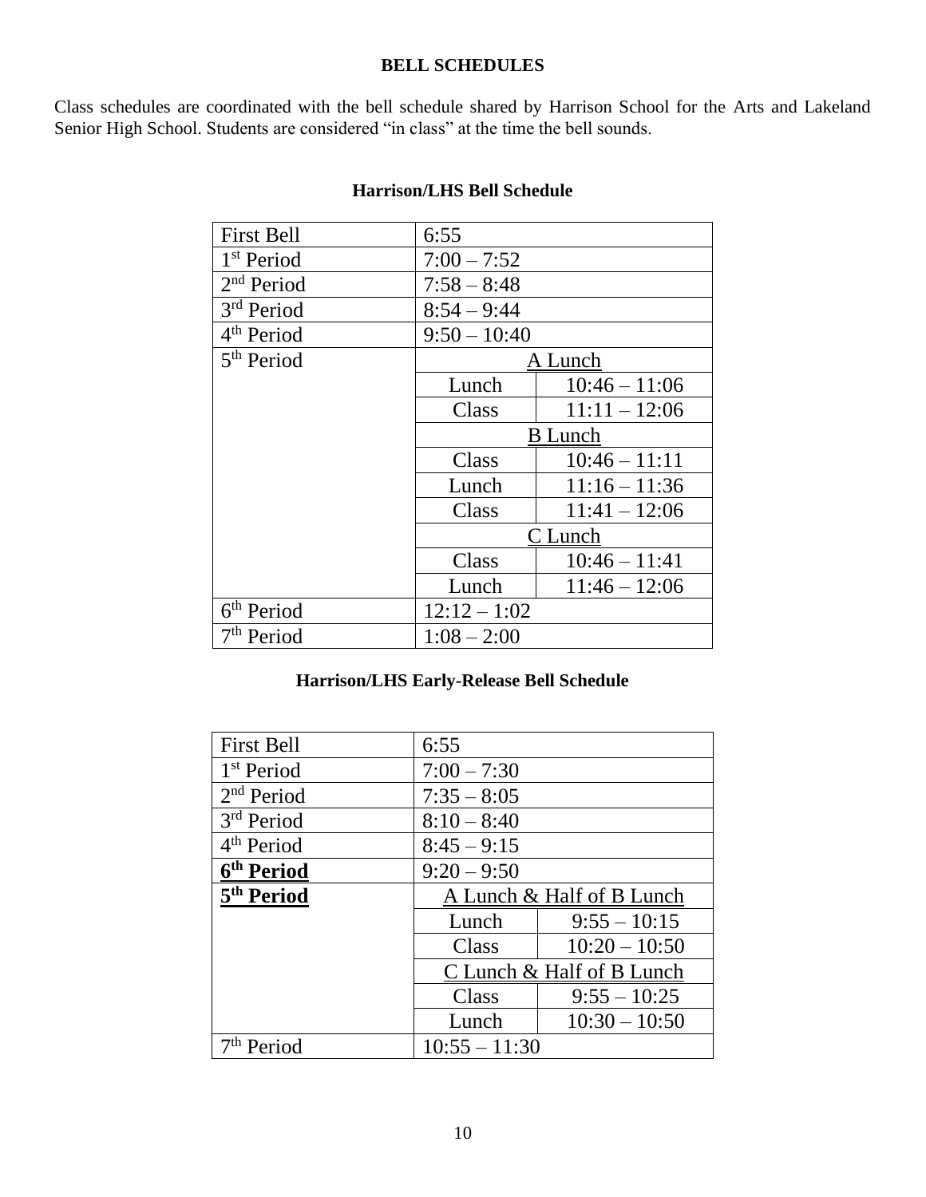## BELL SCHEDULES

Class schedules are coordinated with the bell schedule shared by Harrison School for the Arts and Lakeland Senior High School. Students are considered "in class" at the time the bell sounds.

### Harrison/LHS Bell Schedule

| First Bell | 6:55 | |
|---|---|---|
| 1st Period | 7:00 – 7:52 | |
| 2nd Period | 7:58 – 8:48 | |
| 3rd Period | 8:54 – 9:44 | |
| 4th Period | 9:50 – 10:40 | |
| 5th Period | A Lunch | |
| | Lunch | 10:46 – 11:06 |
| | Class | 11:11 – 12:06 |
| | B Lunch | |
| | Class | 10:46 – 11:11 |
| | Lunch | 11:16 – 11:36 |
| | Class | 11:41 – 12:06 |
| | C Lunch | |
| | Class | 10:46 – 11:41 |
| | Lunch | 11:46 – 12:06 |
| 6th Period | 12:12 – 1:02 | |
| 7th Period | 1:08 – 2:00 | |

### Harrison/LHS Early-Release Bell Schedule

| First Bell | 6:55 | |
|---|---|---|
| 1st Period | 7:00 – 7:30 | |
| 2nd Period | 7:35 – 8:05 | |
| 3rd Period | 8:10 – 8:40 | |
| 4th Period | 8:45 – 9:15 | |
| **6th Period** | 9:20 – 9:50 | |
| **5th Period** | A Lunch & Half of B Lunch | |
| | Lunch | 9:55 – 10:15 |
| | Class | 10:20 – 10:50 |
| | C Lunch & Half of B Lunch | |
| | Class | 9:55 – 10:25 |
| | Lunch | 10:30 – 10:50 |
| 7th Period | 10:55 – 11:30 | |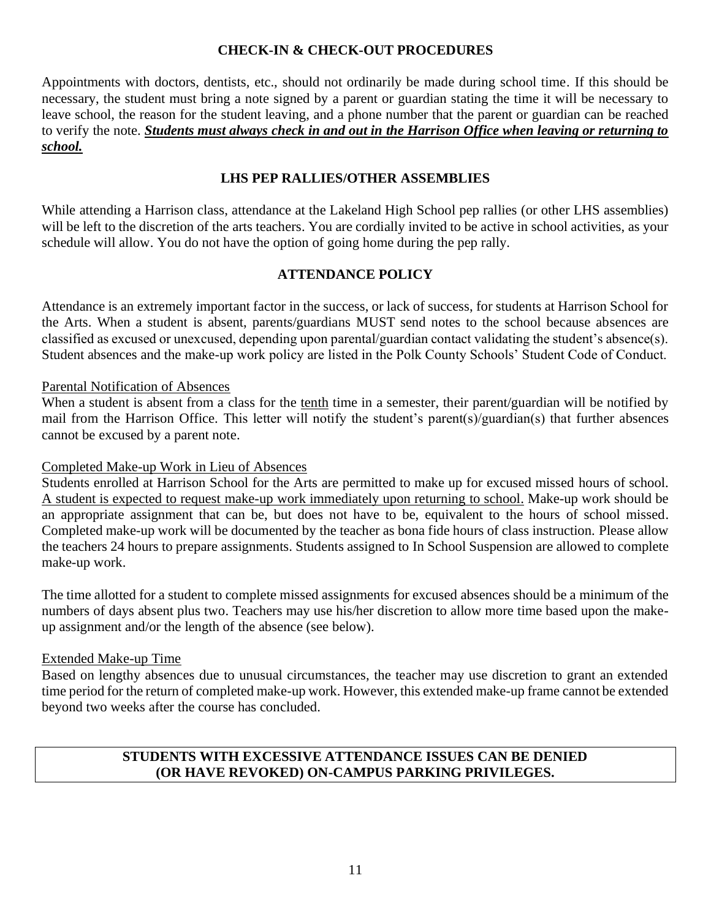## CHECK-IN & CHECK-OUT PROCEDURES

Appointments with doctors, dentists, etc., should not ordinarily be made during school time. If this should be necessary, the student must bring a note signed by a parent or guardian stating the time it will be necessary to leave school, the reason for the student leaving, and a phone number that the parent or guardian can be reached to verify the note. ***<u>Students must always check in and out in the Harrison Office when leaving or returning to school.</u>***

## LHS PEP RALLIES/OTHER ASSEMBLIES

While attending a Harrison class, attendance at the Lakeland High School pep rallies (or other LHS assemblies) will be left to the discretion of the arts teachers. You are cordially invited to be active in school activities, as your schedule will allow. You do not have the option of going home during the pep rally.

## ATTENDANCE POLICY

Attendance is an extremely important factor in the success, or lack of success, for students at Harrison School for the Arts. When a student is absent, parents/guardians MUST send notes to the school because absences are classified as excused or unexcused, depending upon parental/guardian contact validating the student's absence(s). Student absences and the make-up work policy are listed in the Polk County Schools' Student Code of Conduct.

<u>Parental Notification of Absences</u>

When a student is absent from a class for the <u>tenth</u> time in a semester, their parent/guardian will be notified by mail from the Harrison Office. This letter will notify the student's parent(s)/guardian(s) that further absences cannot be excused by a parent note.

<u>Completed Make-up Work in Lieu of Absences</u>

Students enrolled at Harrison School for the Arts are permitted to make up for excused missed hours of school. <u>A student is expected to request make-up work immediately upon returning to school.</u> Make-up work should be an appropriate assignment that can be, but does not have to be, equivalent to the hours of school missed. Completed make-up work will be documented by the teacher as bona fide hours of class instruction. Please allow the teachers 24 hours to prepare assignments. Students assigned to In School Suspension are allowed to complete make-up work.

The time allotted for a student to complete missed assignments for excused absences should be a minimum of the numbers of days absent plus two. Teachers may use his/her discretion to allow more time based upon the make-up assignment and/or the length of the absence (see below).

<u>Extended Make-up Time</u>

Based on lengthy absences due to unusual circumstances, the teacher may use discretion to grant an extended time period for the return of completed make-up work. However, this extended make-up frame cannot be extended beyond two weeks after the course has concluded.

**STUDENTS WITH EXCESSIVE ATTENDANCE ISSUES CAN BE DENIED (OR HAVE REVOKED) ON-CAMPUS PARKING PRIVILEGES.**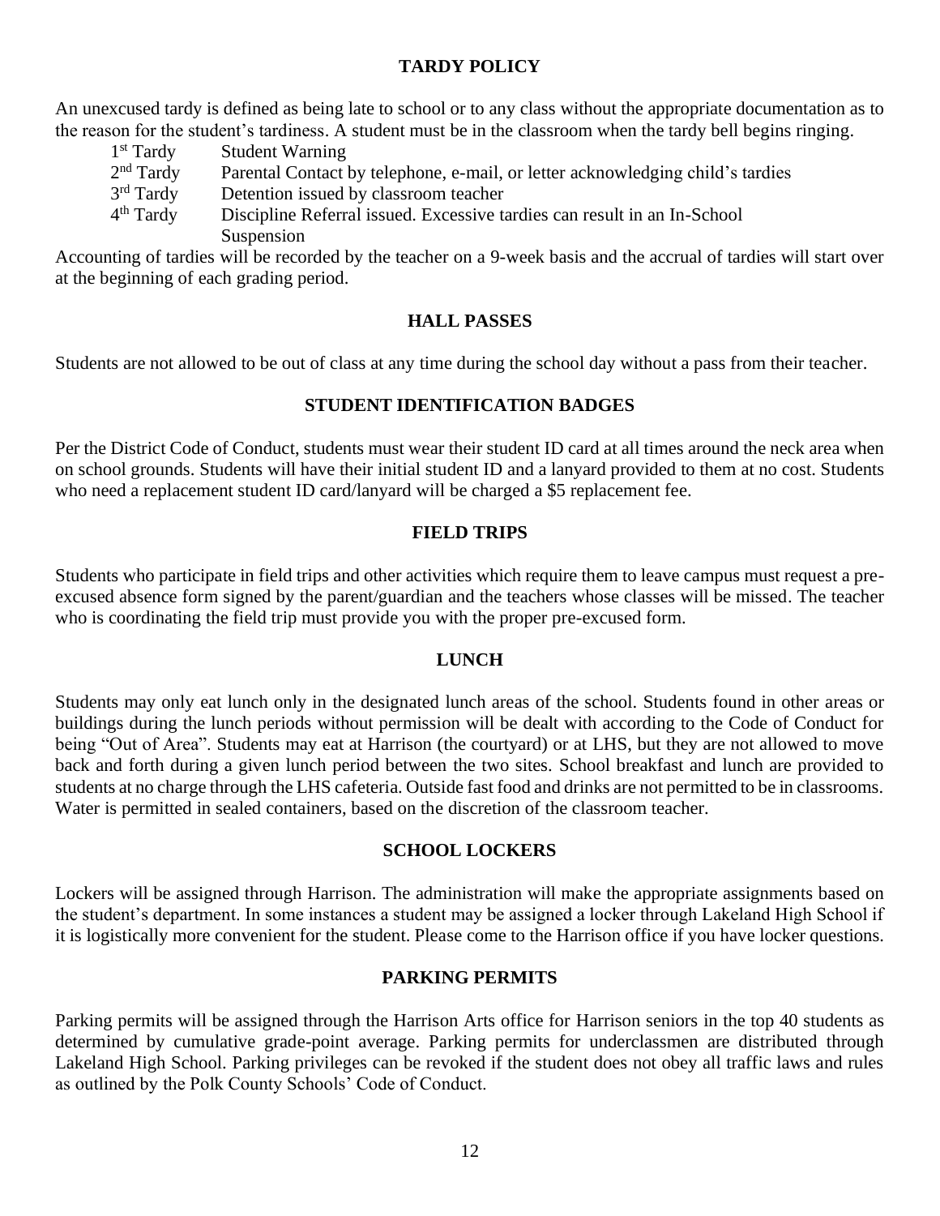## TARDY POLICY

An unexcused tardy is defined as being late to school or to any class without the appropriate documentation as to the reason for the student's tardiness. A student must be in the classroom when the tardy bell begins ringing.

- 1st Tardy — Student Warning
- 2nd Tardy — Parental Contact by telephone, e-mail, or letter acknowledging child's tardies
- 3rd Tardy — Detention issued by classroom teacher
- 4th Tardy — Discipline Referral issued. Excessive tardies can result in an In-School Suspension

Accounting of tardies will be recorded by the teacher on a 9-week basis and the accrual of tardies will start over at the beginning of each grading period.

## HALL PASSES

Students are not allowed to be out of class at any time during the school day without a pass from their teacher.

## STUDENT IDENTIFICATION BADGES

Per the District Code of Conduct, students must wear their student ID card at all times around the neck area when on school grounds. Students will have their initial student ID and a lanyard provided to them at no cost. Students who need a replacement student ID card/lanyard will be charged a $5 replacement fee.

## FIELD TRIPS

Students who participate in field trips and other activities which require them to leave campus must request a pre-excused absence form signed by the parent/guardian and the teachers whose classes will be missed. The teacher who is coordinating the field trip must provide you with the proper pre-excused form.

## LUNCH

Students may only eat lunch only in the designated lunch areas of the school. Students found in other areas or buildings during the lunch periods without permission will be dealt with according to the Code of Conduct for being "Out of Area". Students may eat at Harrison (the courtyard) or at LHS, but they are not allowed to move back and forth during a given lunch period between the two sites. School breakfast and lunch are provided to students at no charge through the LHS cafeteria. Outside fast food and drinks are not permitted to be in classrooms. Water is permitted in sealed containers, based on the discretion of the classroom teacher.

## SCHOOL LOCKERS

Lockers will be assigned through Harrison. The administration will make the appropriate assignments based on the student's department. In some instances a student may be assigned a locker through Lakeland High School if it is logistically more convenient for the student. Please come to the Harrison office if you have locker questions.

## PARKING PERMITS

Parking permits will be assigned through the Harrison Arts office for Harrison seniors in the top 40 students as determined by cumulative grade-point average. Parking permits for underclassmen are distributed through Lakeland High School. Parking privileges can be revoked if the student does not obey all traffic laws and rules as outlined by the Polk County Schools' Code of Conduct.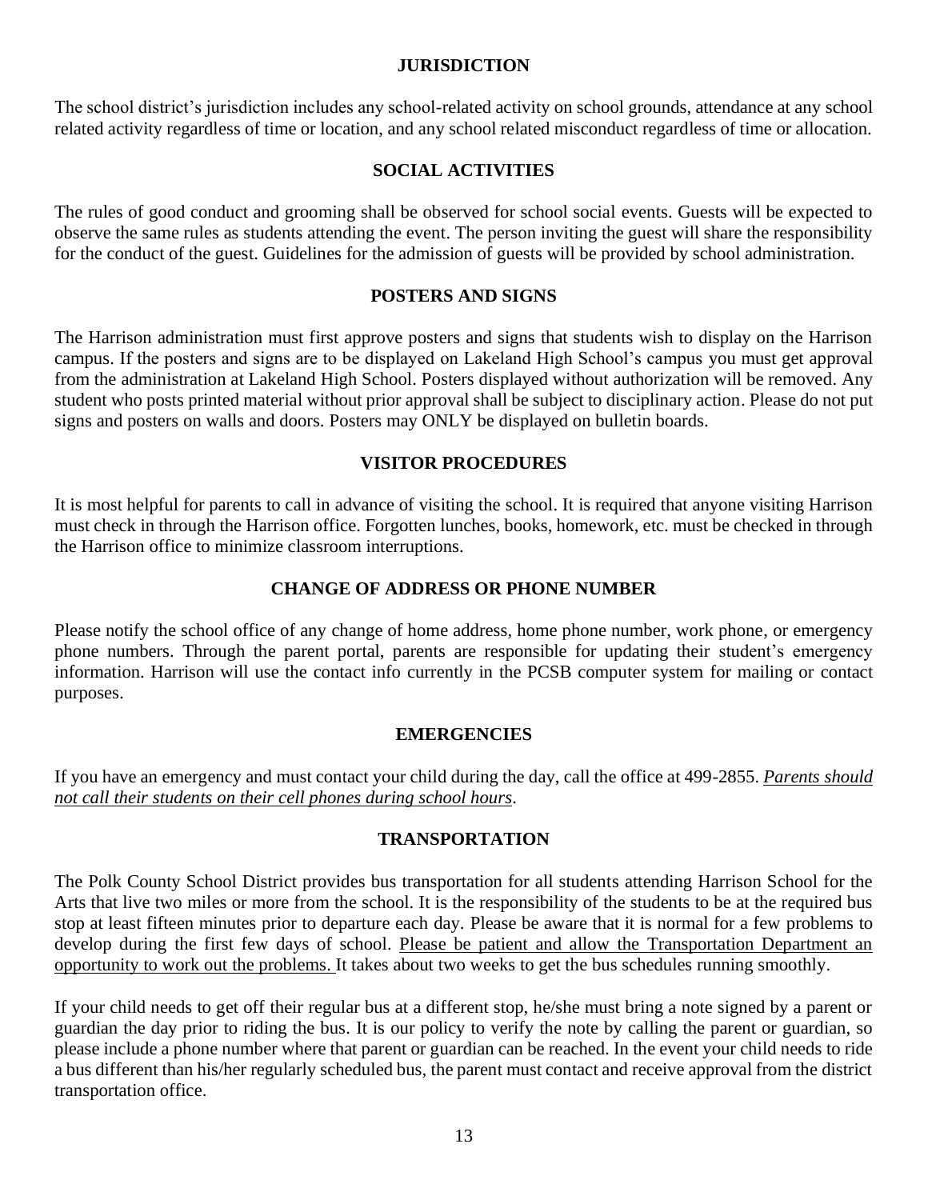## JURISDICTION

The school district's jurisdiction includes any school-related activity on school grounds, attendance at any school related activity regardless of time or location, and any school related misconduct regardless of time or allocation.

## SOCIAL ACTIVITIES

The rules of good conduct and grooming shall be observed for school social events. Guests will be expected to observe the same rules as students attending the event. The person inviting the guest will share the responsibility for the conduct of the guest. Guidelines for the admission of guests will be provided by school administration.

## POSTERS AND SIGNS

The Harrison administration must first approve posters and signs that students wish to display on the Harrison campus. If the posters and signs are to be displayed on Lakeland High School's campus you must get approval from the administration at Lakeland High School. Posters displayed without authorization will be removed. Any student who posts printed material without prior approval shall be subject to disciplinary action. Please do not put signs and posters on walls and doors. Posters may ONLY be displayed on bulletin boards.

## VISITOR PROCEDURES

It is most helpful for parents to call in advance of visiting the school. It is required that anyone visiting Harrison must check in through the Harrison office. Forgotten lunches, books, homework, etc. must be checked in through the Harrison office to minimize classroom interruptions.

## CHANGE OF ADDRESS OR PHONE NUMBER

Please notify the school office of any change of home address, home phone number, work phone, or emergency phone numbers. Through the parent portal, parents are responsible for updating their student's emergency information. Harrison will use the contact info currently in the PCSB computer system for mailing or contact purposes.

## EMERGENCIES

If you have an emergency and must contact your child during the day, call the office at 499-2855. *Parents should not call their students on their cell phones during school hours*.

## TRANSPORTATION

The Polk County School District provides bus transportation for all students attending Harrison School for the Arts that live two miles or more from the school. It is the responsibility of the students to be at the required bus stop at least fifteen minutes prior to departure each day. Please be aware that it is normal for a few problems to develop during the first few days of school. Please be patient and allow the Transportation Department an opportunity to work out the problems. It takes about two weeks to get the bus schedules running smoothly.

If your child needs to get off their regular bus at a different stop, he/she must bring a note signed by a parent or guardian the day prior to riding the bus. It is our policy to verify the note by calling the parent or guardian, so please include a phone number where that parent or guardian can be reached. In the event your child needs to ride a bus different than his/her regularly scheduled bus, the parent must contact and receive approval from the district transportation office.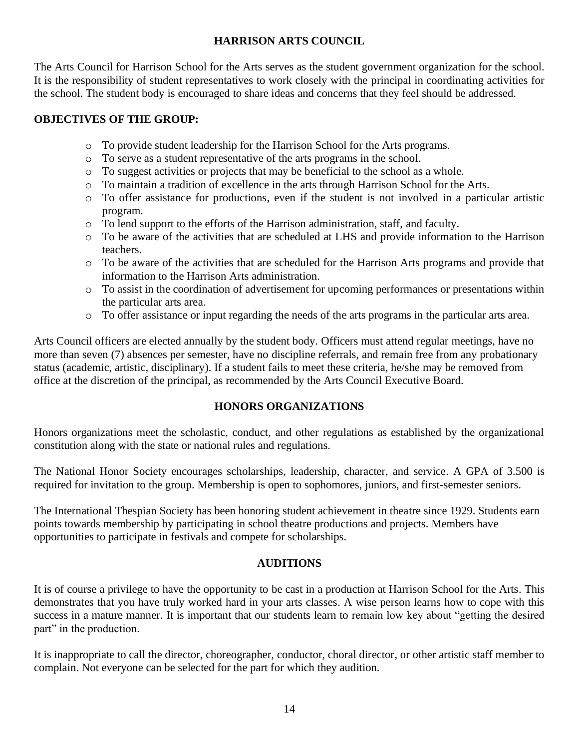## HARRISON ARTS COUNCIL

The Arts Council for Harrison School for the Arts serves as the student government organization for the school. It is the responsibility of student representatives to work closely with the principal in coordinating activities for the school. The student body is encouraged to share ideas and concerns that they feel should be addressed.

**OBJECTIVES OF THE GROUP:**

- To provide student leadership for the Harrison School for the Arts programs.
- To serve as a student representative of the arts programs in the school.
- To suggest activities or projects that may be beneficial to the school as a whole.
- To maintain a tradition of excellence in the arts through Harrison School for the Arts.
- To offer assistance for productions, even if the student is not involved in a particular artistic program.
- To lend support to the efforts of the Harrison administration, staff, and faculty.
- To be aware of the activities that are scheduled at LHS and provide information to the Harrison teachers.
- To be aware of the activities that are scheduled for the Harrison Arts programs and provide that information to the Harrison Arts administration.
- To assist in the coordination of advertisement for upcoming performances or presentations within the particular arts area.
- To offer assistance or input regarding the needs of the arts programs in the particular arts area.

Arts Council officers are elected annually by the student body. Officers must attend regular meetings, have no more than seven (7) absences per semester, have no discipline referrals, and remain free from any probationary status (academic, artistic, disciplinary). If a student fails to meet these criteria, he/she may be removed from office at the discretion of the principal, as recommended by the Arts Council Executive Board.

## HONORS ORGANIZATIONS

Honors organizations meet the scholastic, conduct, and other regulations as established by the organizational constitution along with the state or national rules and regulations.

The National Honor Society encourages scholarships, leadership, character, and service. A GPA of 3.500 is required for invitation to the group. Membership is open to sophomores, juniors, and first-semester seniors.

The International Thespian Society has been honoring student achievement in theatre since 1929. Students earn points towards membership by participating in school theatre productions and projects. Members have opportunities to participate in festivals and compete for scholarships.

## AUDITIONS

It is of course a privilege to have the opportunity to be cast in a production at Harrison School for the Arts. This demonstrates that you have truly worked hard in your arts classes. A wise person learns how to cope with this success in a mature manner. It is important that our students learn to remain low key about "getting the desired part" in the production.

It is inappropriate to call the director, choreographer, conductor, choral director, or other artistic staff member to complain. Not everyone can be selected for the part for which they audition.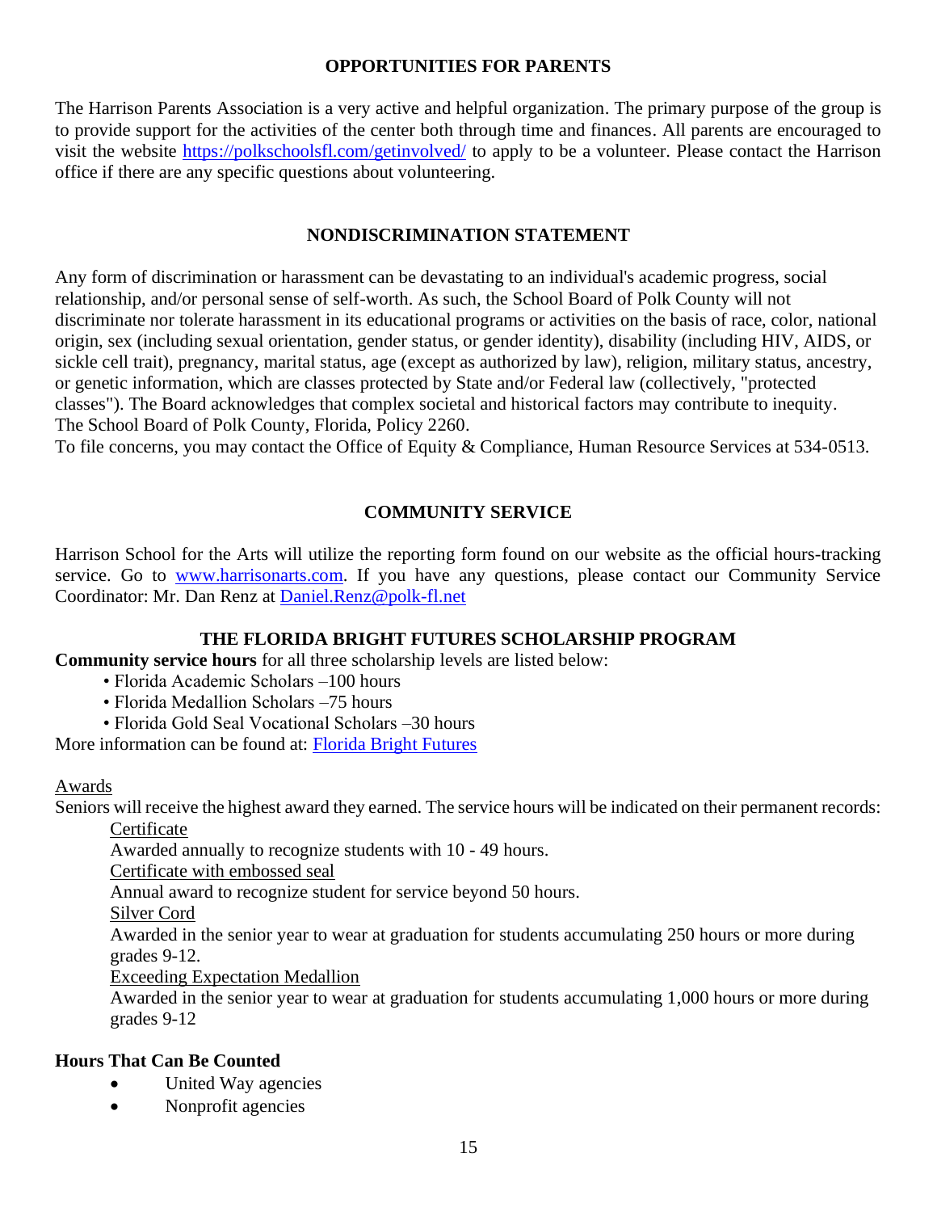## OPPORTUNITIES FOR PARENTS

The Harrison Parents Association is a very active and helpful organization. The primary purpose of the group is to provide support for the activities of the center both through time and finances. All parents are encouraged to visit the website https://polkschoolsfl.com/getinvolved/ to apply to be a volunteer. Please contact the Harrison office if there are any specific questions about volunteering.

## NONDISCRIMINATION STATEMENT

Any form of discrimination or harassment can be devastating to an individual's academic progress, social relationship, and/or personal sense of self-worth. As such, the School Board of Polk County will not discriminate nor tolerate harassment in its educational programs or activities on the basis of race, color, national origin, sex (including sexual orientation, gender status, or gender identity), disability (including HIV, AIDS, or sickle cell trait), pregnancy, marital status, age (except as authorized by law), religion, military status, ancestry, or genetic information, which are classes protected by State and/or Federal law (collectively, "protected classes"). The Board acknowledges that complex societal and historical factors may contribute to inequity.
The School Board of Polk County, Florida, Policy 2260.
To file concerns, you may contact the Office of Equity & Compliance, Human Resource Services at 534-0513.

## COMMUNITY SERVICE

Harrison School for the Arts will utilize the reporting form found on our website as the official hours-tracking service. Go to www.harrisonarts.com. If you have any questions, please contact our Community Service Coordinator: Mr. Dan Renz at Daniel.Renz@polk-fl.net

### THE FLORIDA BRIGHT FUTURES SCHOLARSHIP PROGRAM

**Community service hours** for all three scholarship levels are listed below:

- Florida Academic Scholars –100 hours
- Florida Medallion Scholars –75 hours
- Florida Gold Seal Vocational Scholars –30 hours

More information can be found at: Florida Bright Futures

Awards

Seniors will receive the highest award they earned. The service hours will be indicated on their permanent records:

Certificate
Awarded annually to recognize students with 10 - 49 hours.

Certificate with embossed seal
Annual award to recognize student for service beyond 50 hours.

Silver Cord
Awarded in the senior year to wear at graduation for students accumulating 250 hours or more during grades 9-12.

Exceeding Expectation Medallion
Awarded in the senior year to wear at graduation for students accumulating 1,000 hours or more during grades 9-12

**Hours That Can Be Counted**

- United Way agencies
- Nonprofit agencies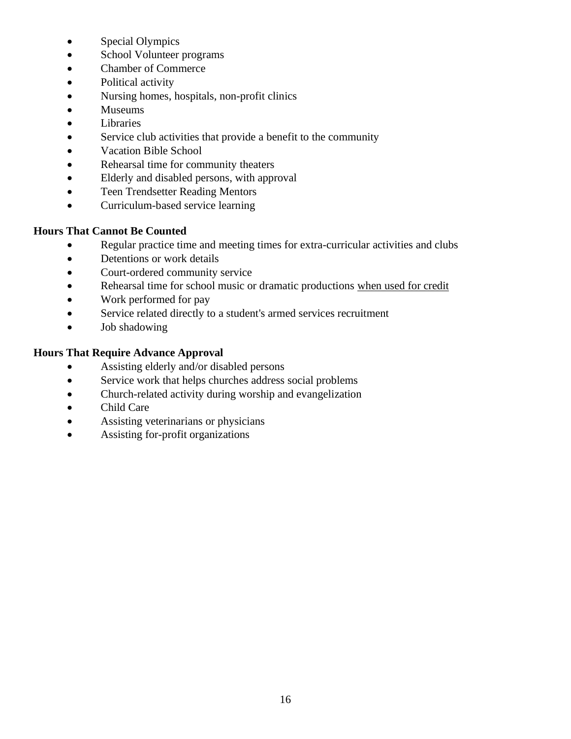- Special Olympics
- School Volunteer programs
- Chamber of Commerce
- Political activity
- Nursing homes, hospitals, non-profit clinics
- Museums
- Libraries
- Service club activities that provide a benefit to the community
- Vacation Bible School
- Rehearsal time for community theaters
- Elderly and disabled persons, with approval
- Teen Trendsetter Reading Mentors
- Curriculum-based service learning

**Hours That Cannot Be Counted**

- Regular practice time and meeting times for extra-curricular activities and clubs
- Detentions or work details
- Court-ordered community service
- Rehearsal time for school music or dramatic productions <u>when used for credit</u>
- Work performed for pay
- Service related directly to a student's armed services recruitment
- Job shadowing

**Hours That Require Advance Approval**

- Assisting elderly and/or disabled persons
- Service work that helps churches address social problems
- Church-related activity during worship and evangelization
- Child Care
- Assisting veterinarians or physicians
- Assisting for-profit organizations